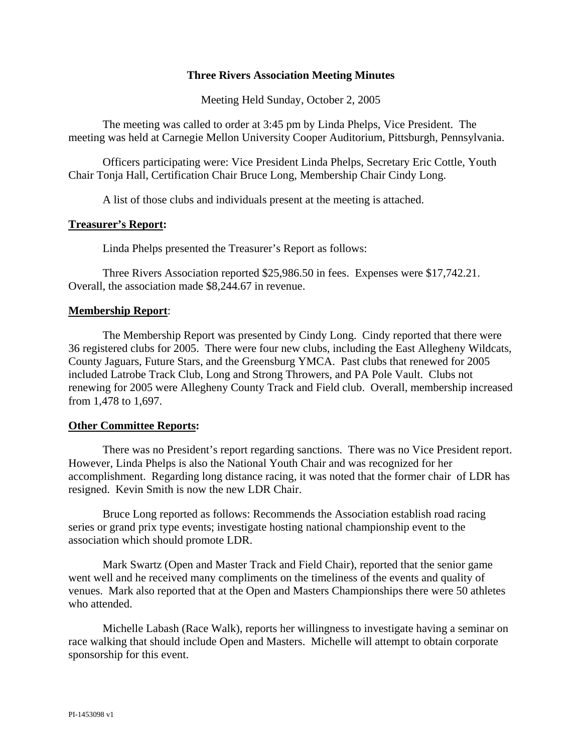# Three Rivers Association Meeting Minutes

Meeting Held Sunday, October 2, 2005

The meeting was called to order at 3:45 pm by Linda Phelps, Vice President. The meeting was held at Carnegie Mellon University Cooper Auditorium, Pittsburgh, Pennsylvania.

Officers participating were: Vice President Linda Phelps, Secretary Eric Cottle, Youth Chair Tonja Hall, Certification Chair Bruce Long, Membership Chair Cindy Long.

A list of those clubs and individuals present at the meeting is attached.

**Treasurer's Report:**

Linda Phelps presented the Treasurer's Report as follows:

Three Rivers Association reported $25,986.50 in fees. Expenses were $17,742.21. Overall, the association made $8,244.67 in revenue.

**Membership Report**:

The Membership Report was presented by Cindy Long. Cindy reported that there were 36 registered clubs for 2005. There were four new clubs, including the East Allegheny Wildcats, County Jaguars, Future Stars, and the Greensburg YMCA. Past clubs that renewed for 2005 included Latrobe Track Club, Long and Strong Throwers, and PA Pole Vault. Clubs not renewing for 2005 were Allegheny County Track and Field club. Overall, membership increased from 1,478 to 1,697.

**Other Committee Reports:**

There was no President's report regarding sanctions. There was no Vice President report. However, Linda Phelps is also the National Youth Chair and was recognized for her accomplishment. Regarding long distance racing, it was noted that the former chair of LDR has resigned. Kevin Smith is now the new LDR Chair.

Bruce Long reported as follows: Recommends the Association establish road racing series or grand prix type events; investigate hosting national championship event to the association which should promote LDR.

Mark Swartz (Open and Master Track and Field Chair), reported that the senior game went well and he received many compliments on the timeliness of the events and quality of venues. Mark also reported that at the Open and Masters Championships there were 50 athletes who attended.

Michelle Labash (Race Walk), reports her willingness to investigate having a seminar on race walking that should include Open and Masters. Michelle will attempt to obtain corporate sponsorship for this event.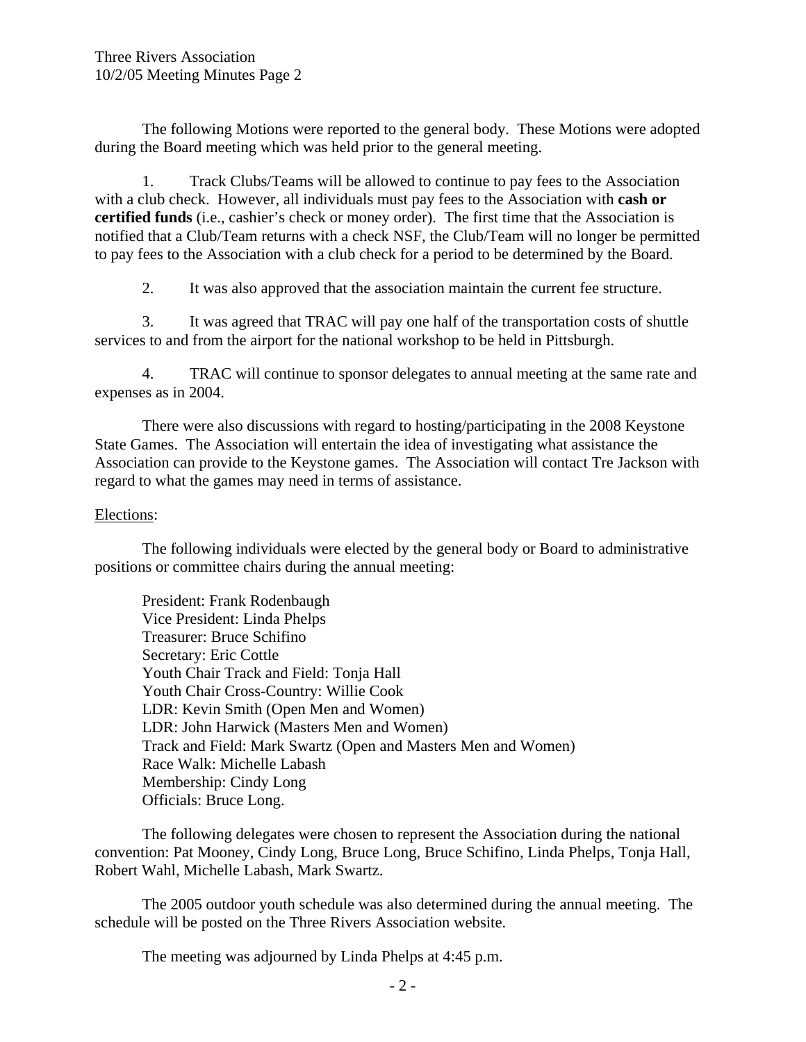The following Motions were reported to the general body. These Motions were adopted during the Board meeting which was held prior to the general meeting.

1. Track Clubs/Teams will be allowed to continue to pay fees to the Association with a club check. However, all individuals must pay fees to the Association with **cash or certified funds** (i.e., cashier's check or money order). The first time that the Association is notified that a Club/Team returns with a check NSF, the Club/Team will no longer be permitted to pay fees to the Association with a club check for a period to be determined by the Board.

2. It was also approved that the association maintain the current fee structure.

3. It was agreed that TRAC will pay one half of the transportation costs of shuttle services to and from the airport for the national workshop to be held in Pittsburgh.

4. TRAC will continue to sponsor delegates to annual meeting at the same rate and expenses as in 2004.

There were also discussions with regard to hosting/participating in the 2008 Keystone State Games. The Association will entertain the idea of investigating what assistance the Association can provide to the Keystone games. The Association will contact Tre Jackson with regard to what the games may need in terms of assistance.

Elections:

The following individuals were elected by the general body or Board to administrative positions or committee chairs during the annual meeting:

President: Frank Rodenbaugh
Vice President: Linda Phelps
Treasurer: Bruce Schifino
Secretary: Eric Cottle
Youth Chair Track and Field: Tonja Hall
Youth Chair Cross-Country: Willie Cook
LDR: Kevin Smith (Open Men and Women)
LDR: John Harwick (Masters Men and Women)
Track and Field: Mark Swartz (Open and Masters Men and Women)
Race Walk: Michelle Labash
Membership: Cindy Long
Officials: Bruce Long.

The following delegates were chosen to represent the Association during the national convention: Pat Mooney, Cindy Long, Bruce Long, Bruce Schifino, Linda Phelps, Tonja Hall, Robert Wahl, Michelle Labash, Mark Swartz.

The 2005 outdoor youth schedule was also determined during the annual meeting. The schedule will be posted on the Three Rivers Association website.

The meeting was adjourned by Linda Phelps at 4:45 p.m.